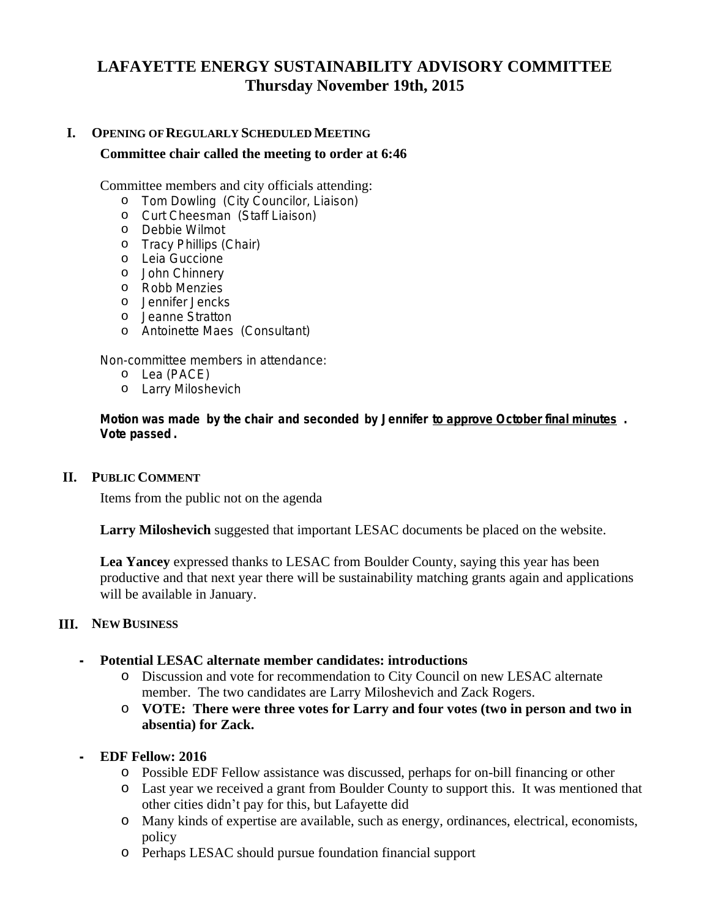# LAFAYETTE ENERGY SUSTAINABILITY ADVISORY COMMITTEE
## Thursday November 19th, 2015

## I. OPENING OF REGULARLY SCHEDULED MEETING

**Committee chair called the meeting to order at 6:46**

Committee members and city officials attending:

- Tom Dowling (City Councilor, Liaison)
- Curt Cheesman (Staff Liaison)
- Debbie Wilmot
- Tracy Phillips (Chair)
- Leia Guccione
- John Chinnery
- Robb Menzies
- Jennifer Jencks
- Jeanne Stratton
- Antoinette Maes (Consultant)

Non-committee members in attendance:

- Lea (PACE)
- Larry Miloshevich

**Motion was made by the chair and seconded by Jennifer to approve October final minutes. Vote passed.**

## II. PUBLIC COMMENT

Items from the public not on the agenda

**Larry Miloshevich** suggested that important LESAC documents be placed on the website.

**Lea Yancey** expressed thanks to LESAC from Boulder County, saying this year has been productive and that next year there will be sustainability matching grants again and applications will be available in January.

## III. NEW BUSINESS

- **Potential LESAC alternate member candidates: introductions**
  - Discussion and vote for recommendation to City Council on new LESAC alternate member. The two candidates are Larry Miloshevich and Zack Rogers.
  - **VOTE: There were three votes for Larry and four votes (two in person and two in absentia) for Zack.**

- **EDF Fellow: 2016**
  - Possible EDF Fellow assistance was discussed, perhaps for on-bill financing or other
  - Last year we received a grant from Boulder County to support this. It was mentioned that other cities didn't pay for this, but Lafayette did
  - Many kinds of expertise are available, such as energy, ordinances, electrical, economists, policy
  - Perhaps LESAC should pursue foundation financial support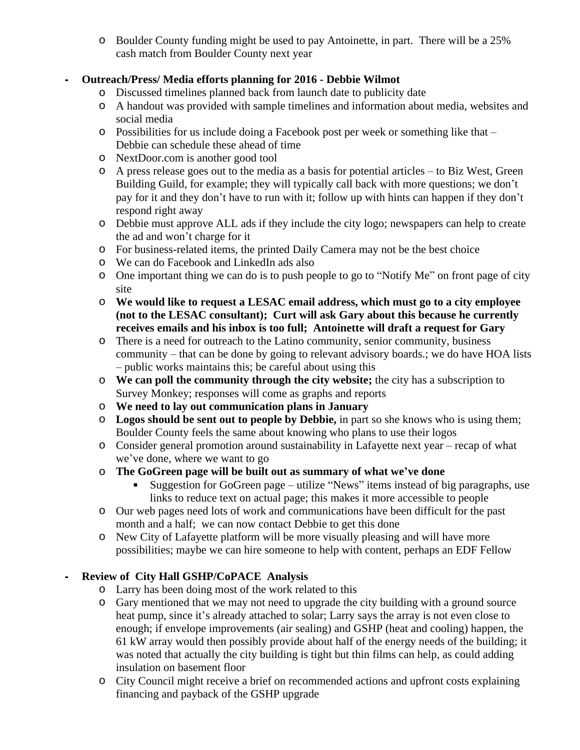- Boulder County funding might be used to pay Antoinette, in part. There will be a 25% cash match from Boulder County next year

- **Outreach/Press/ Media efforts planning for 2016 - Debbie Wilmot**
  - Discussed timelines planned back from launch date to publicity date
  - A handout was provided with sample timelines and information about media, websites and social media
  - Possibilities for us include doing a Facebook post per week or something like that – Debbie can schedule these ahead of time
  - NextDoor.com is another good tool
  - A press release goes out to the media as a basis for potential articles – to Biz West, Green Building Guild, for example; they will typically call back with more questions; we don't pay for it and they don't have to run with it; follow up with hints can happen if they don't respond right away
  - Debbie must approve ALL ads if they include the city logo; newspapers can help to create the ad and won't charge for it
  - For business-related items, the printed Daily Camera may not be the best choice
  - We can do Facebook and LinkedIn ads also
  - One important thing we can do is to push people to go to "Notify Me" on front page of city site
  - **We would like to request a LESAC email address, which must go to a city employee (not to the LESAC consultant); Curt will ask Gary about this because he currently receives emails and his inbox is too full; Antoinette will draft a request for Gary**
  - There is a need for outreach to the Latino community, senior community, business community – that can be done by going to relevant advisory boards.; we do have HOA lists – public works maintains this; be careful about using this
  - **We can poll the community through the city website;** the city has a subscription to Survey Monkey; responses will come as graphs and reports
  - **We need to lay out communication plans in January**
  - **Logos should be sent out to people by Debbie,** in part so she knows who is using them; Boulder County feels the same about knowing who plans to use their logos
  - Consider general promotion around sustainability in Lafayette next year – recap of what we've done, where we want to go
  - **The GoGreen page will be built out as summary of what we've done**
    - Suggestion for GoGreen page – utilize "News" items instead of big paragraphs, use links to reduce text on actual page; this makes it more accessible to people
  - Our web pages need lots of work and communications have been difficult for the past month and a half; we can now contact Debbie to get this done
  - New City of Lafayette platform will be more visually pleasing and will have more possibilities; maybe we can hire someone to help with content, perhaps an EDF Fellow

- **Review of City Hall GSHP/CoPACE Analysis**
  - Larry has been doing most of the work related to this
  - Gary mentioned that we may not need to upgrade the city building with a ground source heat pump, since it's already attached to solar; Larry says the array is not even close to enough; if envelope improvements (air sealing) and GSHP (heat and cooling) happen, the 61 kW array would then possibly provide about half of the energy needs of the building; it was noted that actually the city building is tight but thin films can help, as could adding insulation on basement floor
  - City Council might receive a brief on recommended actions and upfront costs explaining financing and payback of the GSHP upgrade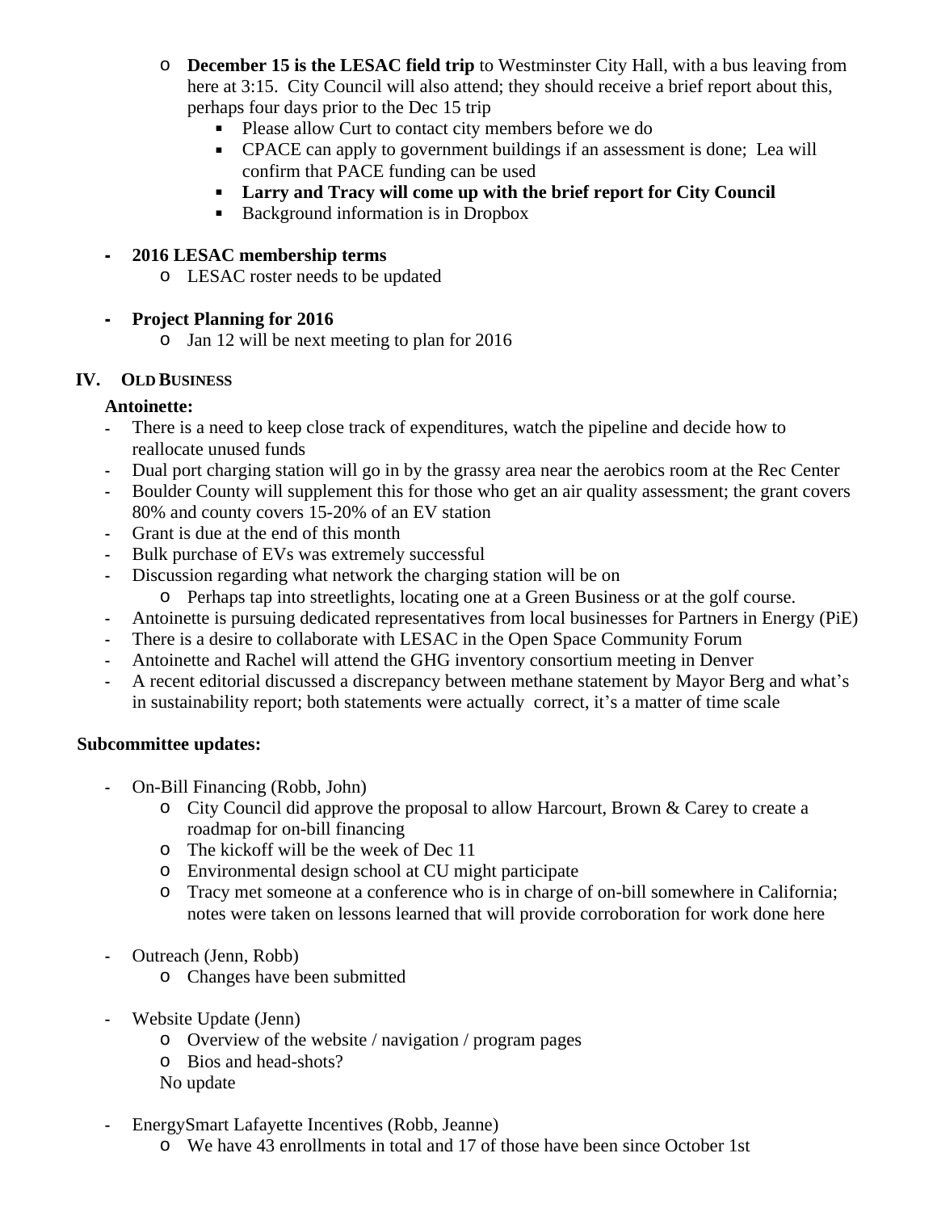- **December 15 is the LESAC field trip** to Westminster City Hall, with a bus leaving from here at 3:15. City Council will also attend; they should receive a brief report about this, perhaps four days prior to the Dec 15 trip
    - Please allow Curt to contact city members before we do
    - CPACE can apply to government buildings if an assessment is done; Lea will confirm that PACE funding can be used
    - **Larry and Tracy will come up with the brief report for City Council**
    - Background information is in Dropbox

- **2016 LESAC membership terms**
  - LESAC roster needs to be updated

- **Project Planning for 2016**
  - Jan 12 will be next meeting to plan for 2016

## IV. OLD BUSINESS

**Antoinette:**

- There is a need to keep close track of expenditures, watch the pipeline and decide how to reallocate unused funds
- Dual port charging station will go in by the grassy area near the aerobics room at the Rec Center
- Boulder County will supplement this for those who get an air quality assessment; the grant covers 80% and county covers 15-20% of an EV station
- Grant is due at the end of this month
- Bulk purchase of EVs was extremely successful
- Discussion regarding what network the charging station will be on
  - Perhaps tap into streetlights, locating one at a Green Business or at the golf course.
- Antoinette is pursuing dedicated representatives from local businesses for Partners in Energy (PiE)
- There is a desire to collaborate with LESAC in the Open Space Community Forum
- Antoinette and Rachel will attend the GHG inventory consortium meeting in Denver
- A recent editorial discussed a discrepancy between methane statement by Mayor Berg and what's in sustainability report; both statements were actually correct, it's a matter of time scale

**Subcommittee updates:**

- On-Bill Financing (Robb, John)
  - City Council did approve the proposal to allow Harcourt, Brown & Carey to create a roadmap for on-bill financing
  - The kickoff will be the week of Dec 11
  - Environmental design school at CU might participate
  - Tracy met someone at a conference who is in charge of on-bill somewhere in California; notes were taken on lessons learned that will provide corroboration for work done here

- Outreach (Jenn, Robb)
  - Changes have been submitted

- Website Update (Jenn)
  - Overview of the website / navigation / program pages
  - Bios and head-shots?

  No update

- EnergySmart Lafayette Incentives (Robb, Jeanne)
  - We have 43 enrollments in total and 17 of those have been since October 1st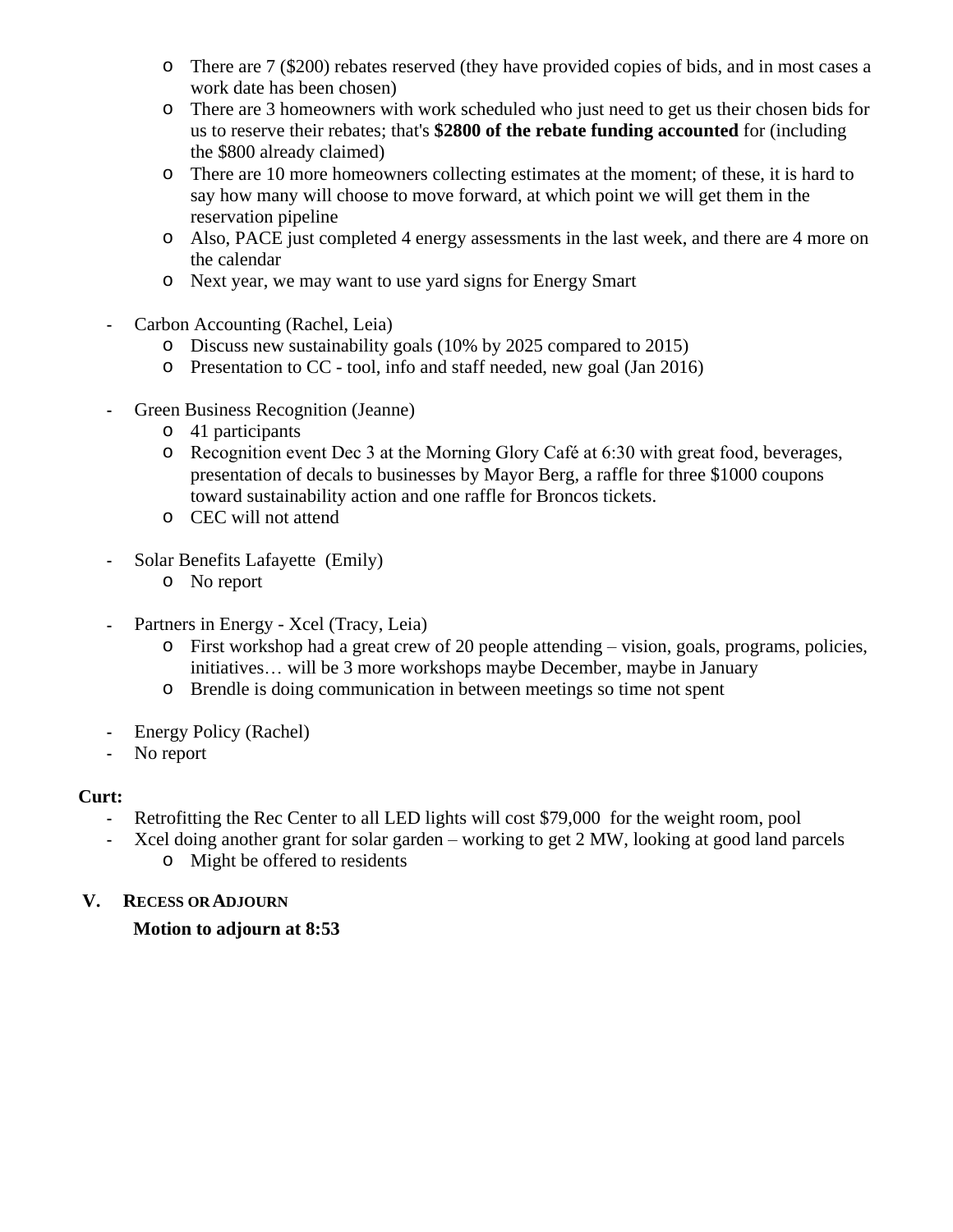- There are 7 ($200) rebates reserved (they have provided copies of bids, and in most cases a work date has been chosen)
    - There are 3 homeowners with work scheduled who just need to get us their chosen bids for us to reserve their rebates; that's **$2800 of the rebate funding accounted** for (including the $800 already claimed)
    - There are 10 more homeowners collecting estimates at the moment; of these, it is hard to say how many will choose to move forward, at which point we will get them in the reservation pipeline
    - Also, PACE just completed 4 energy assessments in the last week, and there are 4 more on the calendar
    - Next year, we may want to use yard signs for Energy Smart

- Carbon Accounting (Rachel, Leia)
    - Discuss new sustainability goals (10% by 2025 compared to 2015)
    - Presentation to CC - tool, info and staff needed, new goal (Jan 2016)

- Green Business Recognition (Jeanne)
    - 41 participants
    - Recognition event Dec 3 at the Morning Glory Café at 6:30 with great food, beverages, presentation of decals to businesses by Mayor Berg, a raffle for three $1000 coupons toward sustainability action and one raffle for Broncos tickets.
    - CEC will not attend

- Solar Benefits Lafayette (Emily)
    - No report

- Partners in Energy - Xcel (Tracy, Leia)
    - First workshop had a great crew of 20 people attending – vision, goals, programs, policies, initiatives… will be 3 more workshops maybe December, maybe in January
    - Brendle is doing communication in between meetings so time not spent

- Energy Policy (Rachel)
- No report

**Curt:**

- Retrofitting the Rec Center to all LED lights will cost $79,000 for the weight room, pool
- Xcel doing another grant for solar garden – working to get 2 MW, looking at good land parcels
    - Might be offered to residents

## V. Recess or Adjourn

**Motion to adjourn at 8:53**